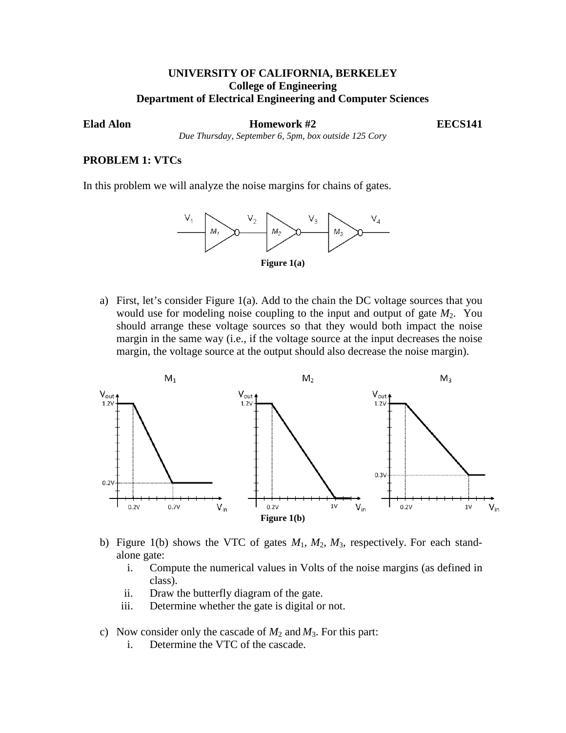**UNIVERSITY OF CALIFORNIA, BERKELEY**
**College of Engineering**
**Department of Electrical Engineering and Computer Sciences**

**Elad Alon** **Homework #2** **EECS141**

*Due Thursday, September 6, 5pm, box outside 125 Cory*

## PROBLEM 1: VTCs

In this problem we will analyze the noise margins for chains of gates.

**Figure 1(a)**

a) First, let's consider Figure 1(a). Add to the chain the DC voltage sources that you would use for modeling noise coupling to the input and output of gate $M_2$. You should arrange these voltage sources so that they would both impact the noise margin in the same way (i.e., if the voltage source at the input decreases the noise margin, the voltage source at the output should also decrease the noise margin).

**Figure 1(b)**

b) Figure 1(b) shows the VTC of gates $M_1$, $M_2$, $M_3$, respectively. For each stand-alone gate:
   i. Compute the numerical values in Volts of the noise margins (as defined in class).
   ii. Draw the butterfly diagram of the gate.
   iii. Determine whether the gate is digital or not.

c) Now consider only the cascade of $M_2$ and $M_3$. For this part:
   i. Determine the VTC of the cascade.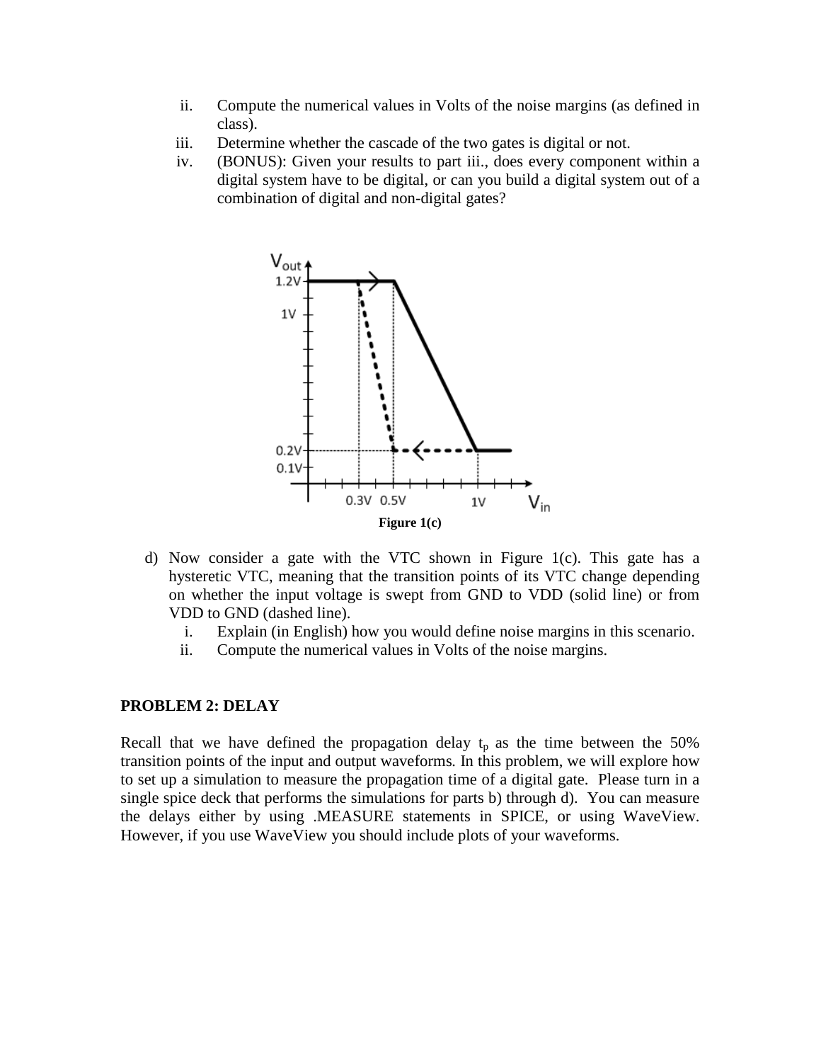ii. Compute the numerical values in Volts of the noise margins (as defined in class).

iii. Determine whether the cascade of the two gates is digital or not.

iv. (BONUS): Given your results to part iii., does every component within a digital system have to be digital, or can you build a digital system out of a combination of digital and non-digital gates?

**Figure 1(c)**

d) Now consider a gate with the VTC shown in Figure 1(c). This gate has a hysteretic VTC, meaning that the transition points of its VTC change depending on whether the input voltage is swept from GND to VDD (solid line) or from VDD to GND (dashed line).

i. Explain (in English) how you would define noise margins in this scenario.

ii. Compute the numerical values in Volts of the noise margins.

## PROBLEM 2: DELAY

Recall that we have defined the propagation delay $t_p$ as the time between the 50% transition points of the input and output waveforms. In this problem, we will explore how to set up a simulation to measure the propagation time of a digital gate. Please turn in a single spice deck that performs the simulations for parts b) through d). You can measure the delays either by using .MEASURE statements in SPICE, or using WaveView. However, if you use WaveView you should include plots of your waveforms.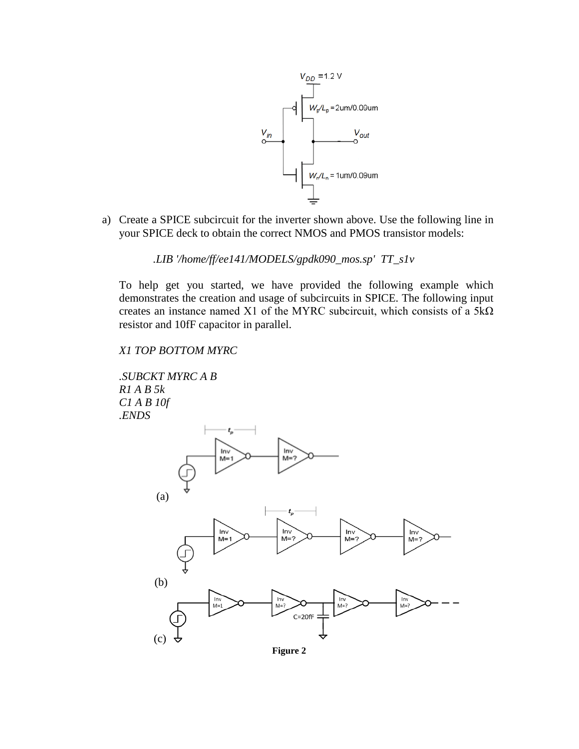a) Create a SPICE subcircuit for the inverter shown above. Use the following line in your SPICE deck to obtain the correct NMOS and PMOS transistor models:

*.LIB '/home/ff/ee141/MODELS/gpdk090_mos.sp' TT_s1v*

To help get you started, we have provided the following example which demonstrates the creation and usage of subcircuits in SPICE. The following input creates an instance named X1 of the MYRC subcircuit, which consists of a 5kΩ resistor and 10fF capacitor in parallel.

```
X1 TOP BOTTOM MYRC

.SUBCKT MYRC A B
R1 A B 5k
C1 A B 10f
.ENDS
```

**Figure 2**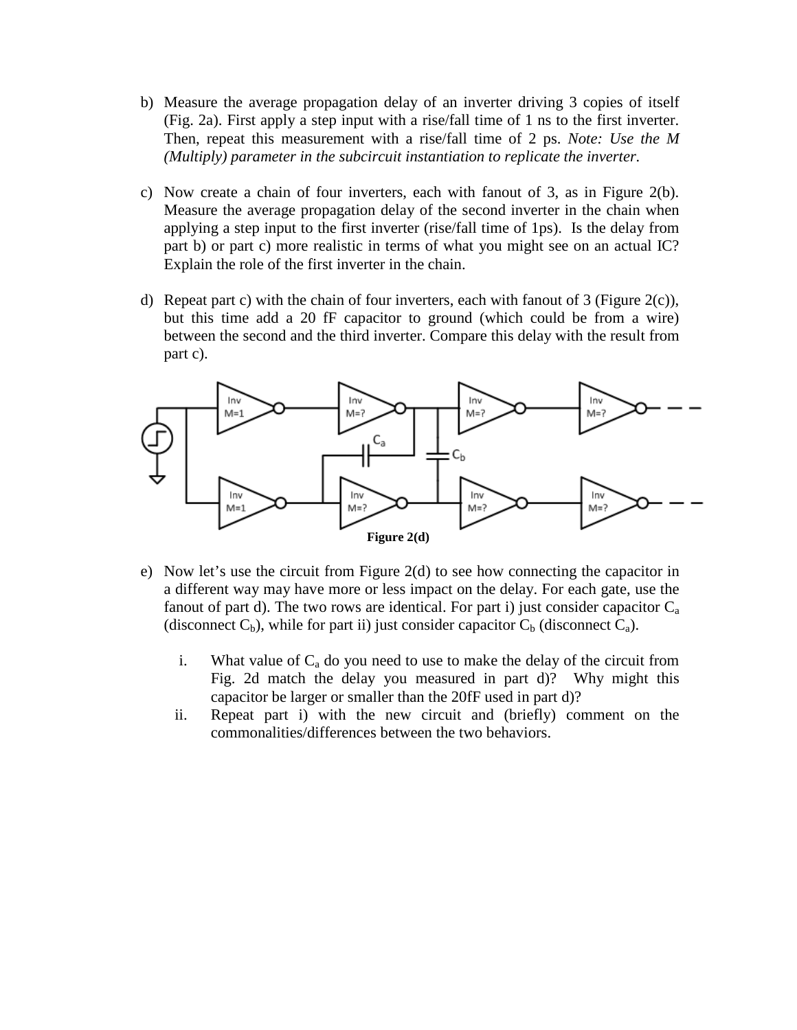b) Measure the average propagation delay of an inverter driving 3 copies of itself (Fig. 2a). First apply a step input with a rise/fall time of 1 ns to the first inverter. Then, repeat this measurement with a rise/fall time of 2 ps. *Note: Use the M (Multiply) parameter in the subcircuit instantiation to replicate the inverter.*

c) Now create a chain of four inverters, each with fanout of 3, as in Figure 2(b). Measure the average propagation delay of the second inverter in the chain when applying a step input to the first inverter (rise/fall time of 1ps). Is the delay from part b) or part c) more realistic in terms of what you might see on an actual IC? Explain the role of the first inverter in the chain.

d) Repeat part c) with the chain of four inverters, each with fanout of 3 (Figure 2(c)), but this time add a 20 fF capacitor to ground (which could be from a wire) between the second and the third inverter. Compare this delay with the result from part c).

**Figure 2(d)**

e) Now let's use the circuit from Figure 2(d) to see how connecting the capacitor in a different way may have more or less impact on the delay. For each gate, use the fanout of part d). The two rows are identical. For part i) just consider capacitor $C_a$ (disconnect $C_b$), while for part ii) just consider capacitor $C_b$ (disconnect $C_a$).

i. What value of $C_a$ do you need to use to make the delay of the circuit from Fig. 2d match the delay you measured in part d)? Why might this capacitor be larger or smaller than the 20fF used in part d)?

ii. Repeat part i) with the new circuit and (briefly) comment on the commonalities/differences between the two behaviors.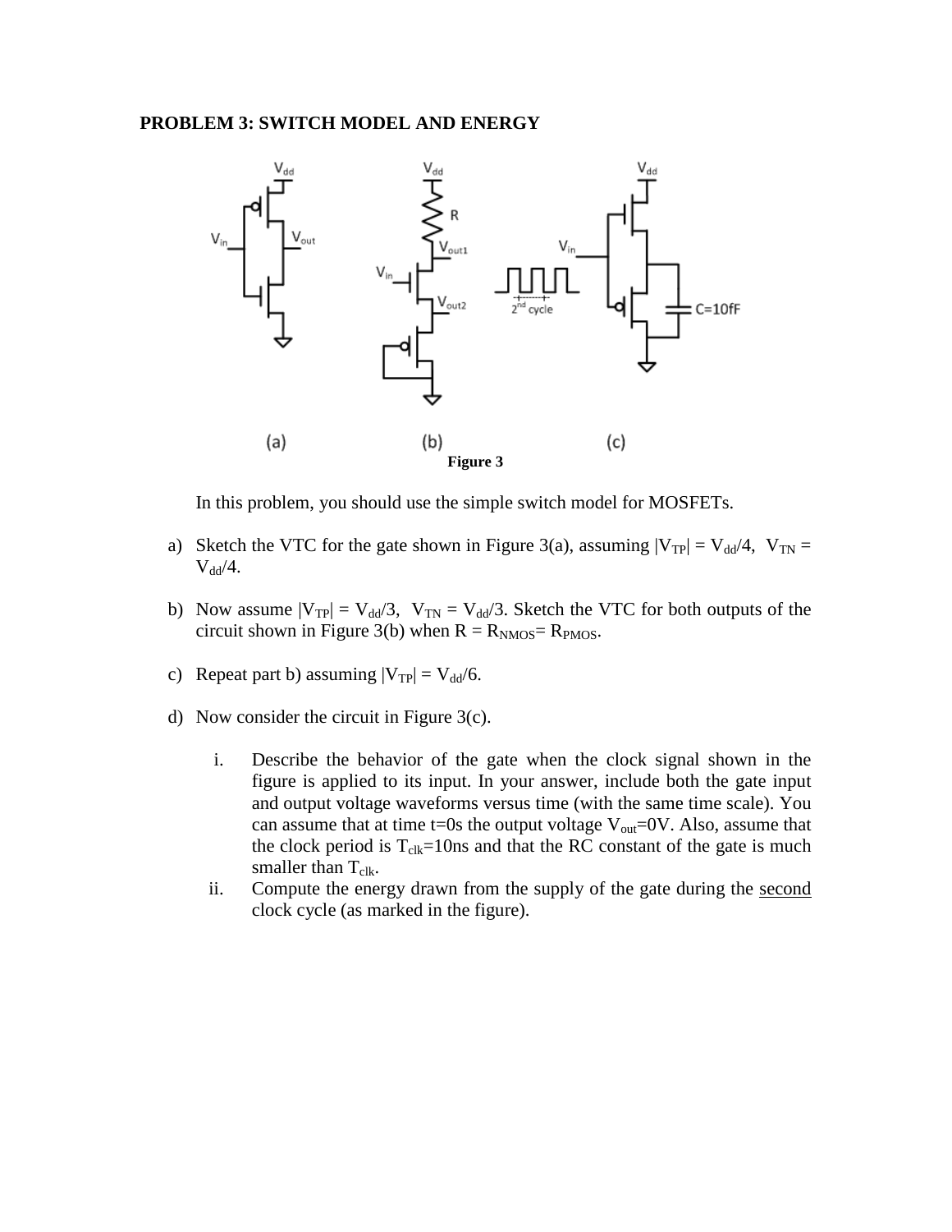**PROBLEM 3: SWITCH MODEL AND ENERGY**

Figure 3

In this problem, you should use the simple switch model for MOSFETs.

a) Sketch the VTC for the gate shown in Figure 3(a), assuming $|V_{TP}| = V_{dd}/4$, $V_{TN} = V_{dd}/4$.

b) Now assume $|V_{TP}| = V_{dd}/3$, $V_{TN} = V_{dd}/3$. Sketch the VTC for both outputs of the circuit shown in Figure 3(b) when $R = R_{NMOS} = R_{PMOS}$.

c) Repeat part b) assuming $|V_{TP}| = V_{dd}/6$.

d) Now consider the circuit in Figure 3(c).

   i. Describe the behavior of the gate when the clock signal shown in the figure is applied to its input. In your answer, include both the gate input and output voltage waveforms versus time (with the same time scale). You can assume that at time t=0s the output voltage $V_{out}$=0V. Also, assume that the clock period is $T_{clk}$=10ns and that the RC constant of the gate is much smaller than $T_{clk}$.

   ii. Compute the energy drawn from the supply of the gate during the <u>second</u> clock cycle (as marked in the figure).